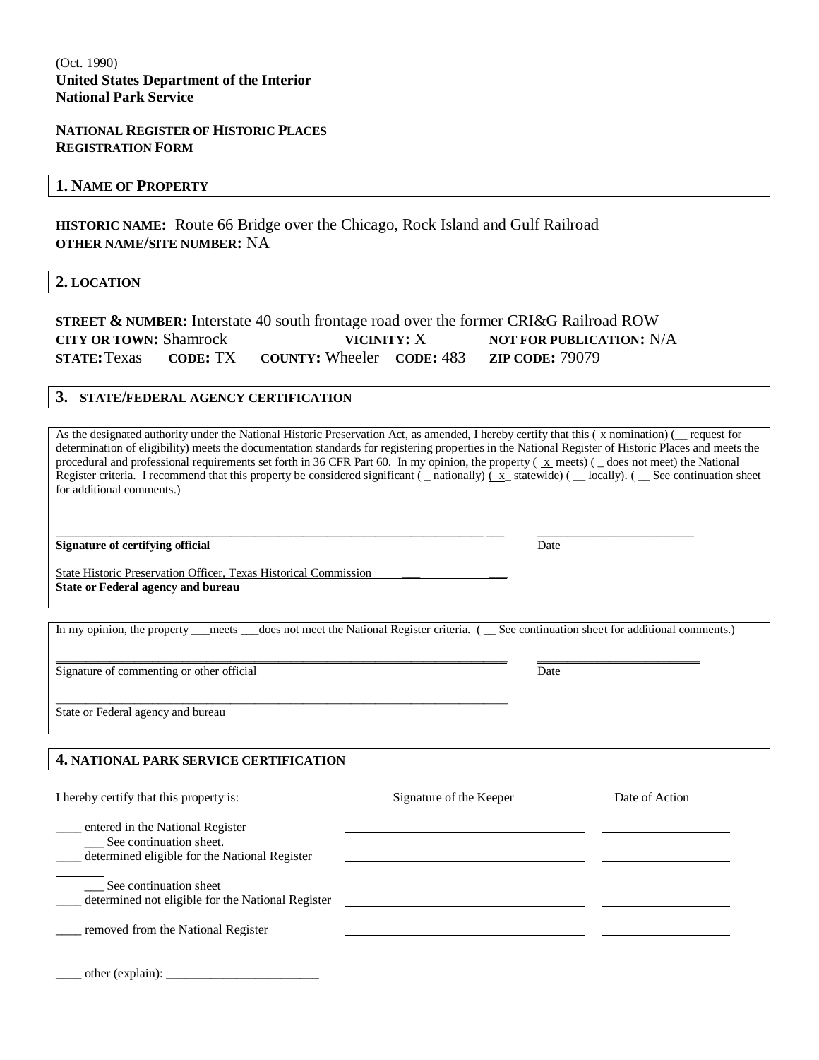(Oct. 1990)
**United States Department of the Interior**
**National Park Service**

**NATIONAL REGISTER OF HISTORIC PLACES**
**REGISTRATION FORM**

## 1. NAME OF PROPERTY

**HISTORIC NAME:** Route 66 Bridge over the Chicago, Rock Island and Gulf Railroad
**OTHER NAME/SITE NUMBER:** NA

## 2. LOCATION

**STREET & NUMBER:** Interstate 40 south frontage road over the former CRI&G Railroad ROW
**CITY OR TOWN:** Shamrock **VICINITY:** X **NOT FOR PUBLICATION:** N/A
**STATE:** Texas **CODE:** TX **COUNTY:** Wheeler **CODE:** 483 **ZIP CODE:** 79079

## 3. STATE/FEDERAL AGENCY CERTIFICATION

As the designated authority under the National Historic Preservation Act, as amended, I hereby certify that this ( x nomination) (__ request for determination of eligibility) meets the documentation standards for registering properties in the National Register of Historic Places and meets the procedural and professional requirements set forth in 36 CFR Part 60. In my opinion, the property ( x meets) ( _ does not meet) the National Register criteria. I recommend that this property be considered significant ( _ nationally) ( x_ statewide) ( __ locally). ( __ See continuation sheet for additional comments.)

_______________________________________________ _______________________
**Signature of certifying official** Date

State Historic Preservation Officer, Texas Historical Commission
**State or Federal agency and bureau**

In my opinion, the property ___meets ___does not meet the National Register criteria. ( __ See continuation sheet for additional comments.)

_______________________________________________ _______________________
Signature of commenting or other official Date

_______________________________________________
State or Federal agency and bureau

## 4. NATIONAL PARK SERVICE CERTIFICATION

I hereby certify that this property is: Signature of the Keeper Date of Action

____ entered in the National Register
___ See continuation sheet.
____ determined eligible for the National Register

___ See continuation sheet
____ determined not eligible for the National Register

____ removed from the National Register

____ other (explain): ________________________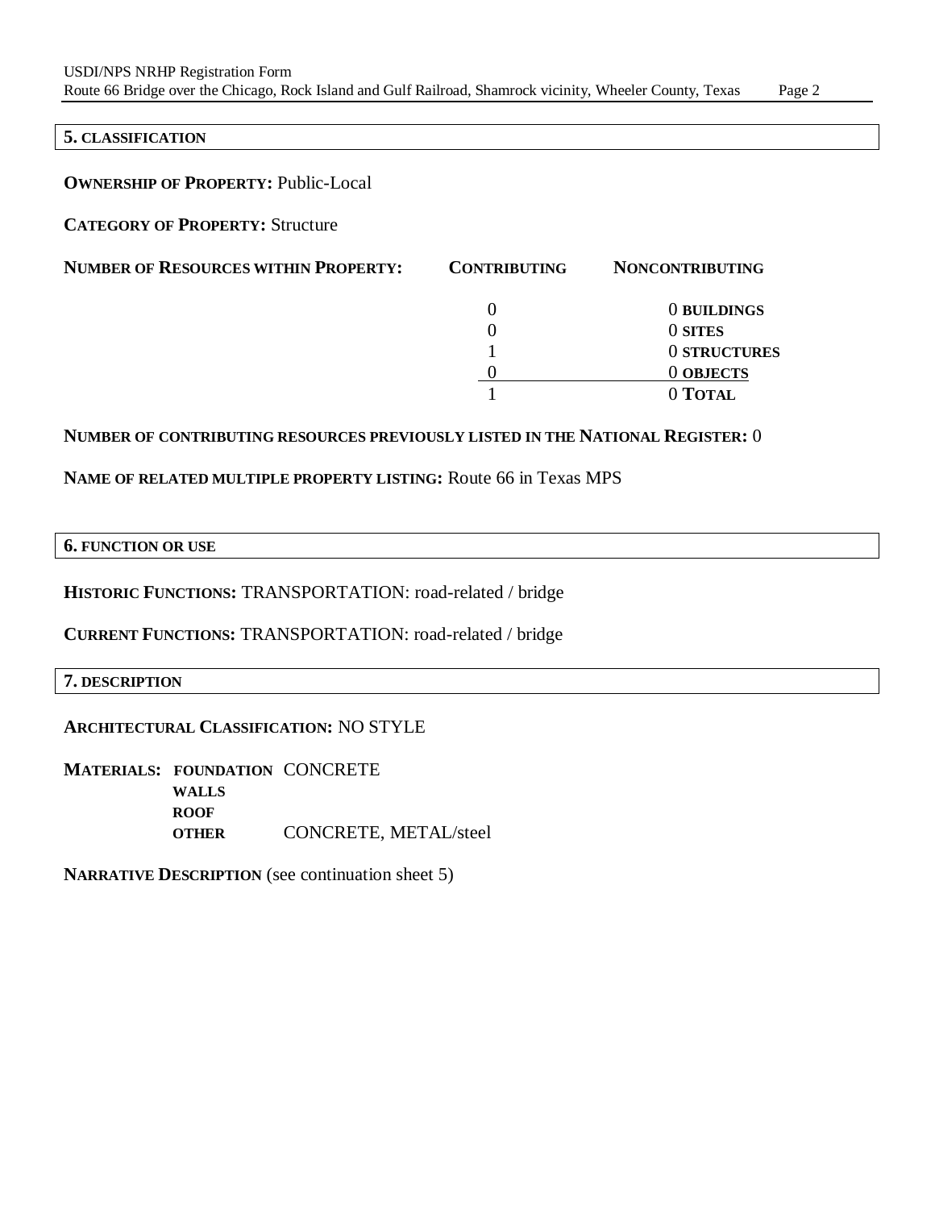## 5. CLASSIFICATION

**OWNERSHIP OF PROPERTY:** Public-Local

**CATEGORY OF PROPERTY:** Structure

**NUMBER OF RESOURCES WITHIN PROPERTY:**

| CONTRIBUTING | NONCONTRIBUTING | |
|---|---|---|
| 0 | 0 | BUILDINGS |
| 0 | 0 | SITES |
| 1 | 0 | STRUCTURES |
| 0 | 0 | OBJECTS |
| 1 | 0 | TOTAL |

**NUMBER OF CONTRIBUTING RESOURCES PREVIOUSLY LISTED IN THE NATIONAL REGISTER:** 0

**NAME OF RELATED MULTIPLE PROPERTY LISTING:** Route 66 in Texas MPS

## 6. FUNCTION OR USE

**HISTORIC FUNCTIONS:** TRANSPORTATION: road-related / bridge

**CURRENT FUNCTIONS:** TRANSPORTATION: road-related / bridge

## 7. DESCRIPTION

**ARCHITECTURAL CLASSIFICATION:** NO STYLE

**MATERIALS:**
- **FOUNDATION** CONCRETE
- **WALLS**
- **ROOF**
- **OTHER** CONCRETE, METAL/steel

**NARRATIVE DESCRIPTION** (see continuation sheet 5)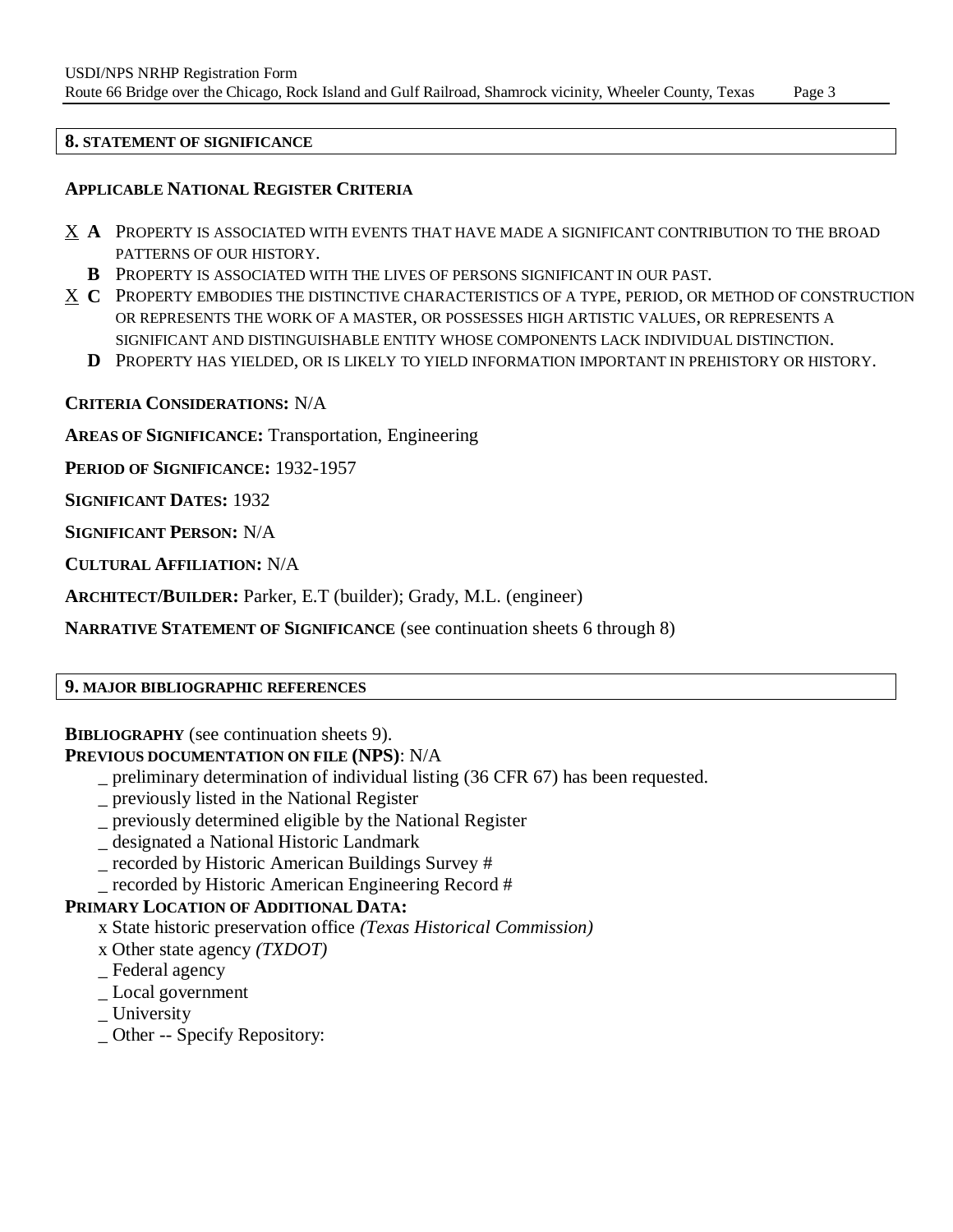## 8. STATEMENT OF SIGNIFICANCE

**APPLICABLE NATIONAL REGISTER CRITERIA**

X **A** PROPERTY IS ASSOCIATED WITH EVENTS THAT HAVE MADE A SIGNIFICANT CONTRIBUTION TO THE BROAD PATTERNS OF OUR HISTORY.

**B** PROPERTY IS ASSOCIATED WITH THE LIVES OF PERSONS SIGNIFICANT IN OUR PAST.

X **C** PROPERTY EMBODIES THE DISTINCTIVE CHARACTERISTICS OF A TYPE, PERIOD, OR METHOD OF CONSTRUCTION OR REPRESENTS THE WORK OF A MASTER, OR POSSESSES HIGH ARTISTIC VALUES, OR REPRESENTS A SIGNIFICANT AND DISTINGUISHABLE ENTITY WHOSE COMPONENTS LACK INDIVIDUAL DISTINCTION.

**D** PROPERTY HAS YIELDED, OR IS LIKELY TO YIELD INFORMATION IMPORTANT IN PREHISTORY OR HISTORY.

**CRITERIA CONSIDERATIONS:** N/A

**AREAS OF SIGNIFICANCE:** Transportation, Engineering

**PERIOD OF SIGNIFICANCE:** 1932-1957

**SIGNIFICANT DATES:** 1932

**SIGNIFICANT PERSON:** N/A

**CULTURAL AFFILIATION:** N/A

**ARCHITECT/BUILDER:** Parker, E.T (builder); Grady, M.L. (engineer)

**NARRATIVE STATEMENT OF SIGNIFICANCE** (see continuation sheets 6 through 8)

## 9. MAJOR BIBLIOGRAPHIC REFERENCES

**BIBLIOGRAPHY** (see continuation sheets 9).

**PREVIOUS DOCUMENTATION ON FILE (NPS)**: N/A

- _ preliminary determination of individual listing (36 CFR 67) has been requested.
- _ previously listed in the National Register
- _ previously determined eligible by the National Register
- _ designated a National Historic Landmark
- _ recorded by Historic American Buildings Survey #
- _ recorded by Historic American Engineering Record #

**PRIMARY LOCATION OF ADDITIONAL DATA:**

- x State historic preservation office *(Texas Historical Commission)*
- x Other state agency *(TXDOT)*
- _ Federal agency
- _ Local government
- _ University
- _ Other -- Specify Repository: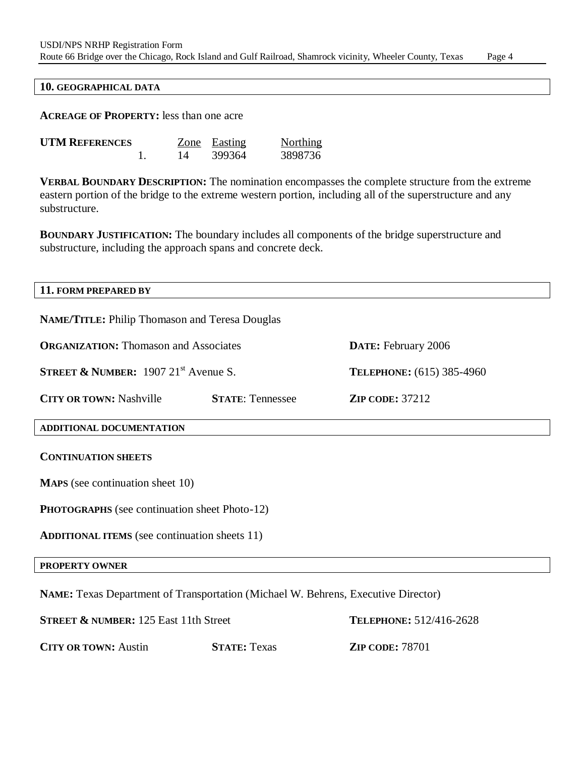## 10. GEOGRAPHICAL DATA

**ACREAGE OF PROPERTY:** less than one acre

| UTM REFERENCES | | Zone | Easting | Northing |
|---|---|---|---|---|
| | 1. | 14 | 399364 | 3898736 |

**VERBAL BOUNDARY DESCRIPTION:** The nomination encompasses the complete structure from the extreme eastern portion of the bridge to the extreme western portion, including all of the superstructure and any substructure.

**BOUNDARY JUSTIFICATION:** The boundary includes all components of the bridge superstructure and substructure, including the approach spans and concrete deck.

## 11. FORM PREPARED BY

**NAME/TITLE:** Philip Thomason and Teresa Douglas

**ORGANIZATION:** Thomason and Associates

**DATE:** February 2006

**STREET & NUMBER:** 1907 21st Avenue S.

**TELEPHONE:** (615) 385-4960

**CITY OR TOWN:** Nashville

**STATE**: Tennessee

**ZIP CODE:** 37212

## ADDITIONAL DOCUMENTATION

**CONTINUATION SHEETS**

**MAPS** (see continuation sheet 10)

**PHOTOGRAPHS** (see continuation sheet Photo-12)

**ADDITIONAL ITEMS** (see continuation sheets 11)

## PROPERTY OWNER

**NAME:** Texas Department of Transportation (Michael W. Behrens, Executive Director)

**STREET & NUMBER:** 125 East 11th Street

**TELEPHONE:** 512/416-2628

**CITY OR TOWN:** Austin

**STATE:** Texas

**ZIP CODE:** 78701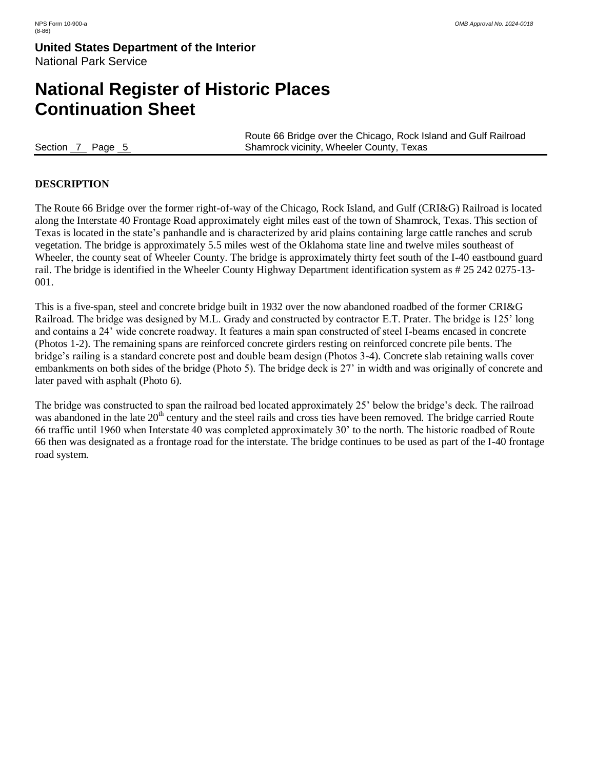**DESCRIPTION**

The Route 66 Bridge over the former right-of-way of the Chicago, Rock Island, and Gulf (CRI&G) Railroad is located along the Interstate 40 Frontage Road approximately eight miles east of the town of Shamrock, Texas. This section of Texas is located in the state's panhandle and is characterized by arid plains containing large cattle ranches and scrub vegetation. The bridge is approximately 5.5 miles west of the Oklahoma state line and twelve miles southeast of Wheeler, the county seat of Wheeler County. The bridge is approximately thirty feet south of the I-40 eastbound guard rail. The bridge is identified in the Wheeler County Highway Department identification system as # 25 242 0275-13-001.

This is a five-span, steel and concrete bridge built in 1932 over the now abandoned roadbed of the former CRI&G Railroad. The bridge was designed by M.L. Grady and constructed by contractor E.T. Prater. The bridge is 125' long and contains a 24' wide concrete roadway. It features a main span constructed of steel I-beams encased in concrete (Photos 1-2). The remaining spans are reinforced concrete girders resting on reinforced concrete pile bents. The bridge's railing is a standard concrete post and double beam design (Photos 3-4). Concrete slab retaining walls cover embankments on both sides of the bridge (Photo 5). The bridge deck is 27' in width and was originally of concrete and later paved with asphalt (Photo 6).

The bridge was constructed to span the railroad bed located approximately 25' below the bridge's deck. The railroad was abandoned in the late 20th century and the steel rails and cross ties have been removed. The bridge carried Route 66 traffic until 1960 when Interstate 40 was completed approximately 30' to the north. The historic roadbed of Route 66 then was designated as a frontage road for the interstate. The bridge continues to be used as part of the I-40 frontage road system.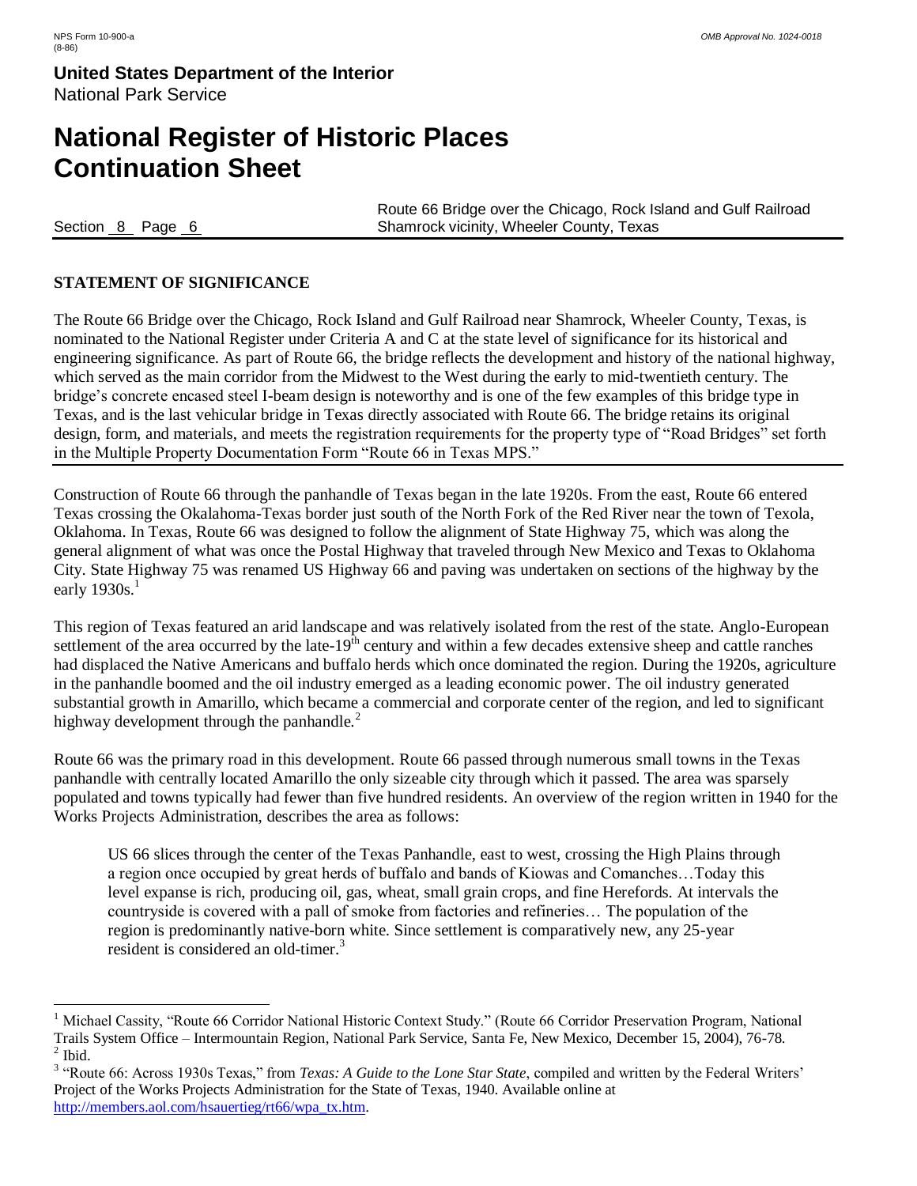NPS Form 10-900-a
(8-86)

OMB Approval No. 1024-0018

**United States Department of the Interior**
National Park Service

# National Register of Historic Places Continuation Sheet

Section 8 Page 6

Route 66 Bridge over the Chicago, Rock Island and Gulf Railroad
Shamrock vicinity, Wheeler County, Texas

## STATEMENT OF SIGNIFICANCE

The Route 66 Bridge over the Chicago, Rock Island and Gulf Railroad near Shamrock, Wheeler County, Texas, is nominated to the National Register under Criteria A and C at the state level of significance for its historical and engineering significance. As part of Route 66, the bridge reflects the development and history of the national highway, which served as the main corridor from the Midwest to the West during the early to mid-twentieth century. The bridge's concrete encased steel I-beam design is noteworthy and is one of the few examples of this bridge type in Texas, and is the last vehicular bridge in Texas directly associated with Route 66. The bridge retains its original design, form, and materials, and meets the registration requirements for the property type of "Road Bridges" set forth in the Multiple Property Documentation Form "Route 66 in Texas MPS."

---

Construction of Route 66 through the panhandle of Texas began in the late 1920s. From the east, Route 66 entered Texas crossing the Okalahoma-Texas border just south of the North Fork of the Red River near the town of Texola, Oklahoma. In Texas, Route 66 was designed to follow the alignment of State Highway 75, which was along the general alignment of what was once the Postal Highway that traveled through New Mexico and Texas to Oklahoma City. State Highway 75 was renamed US Highway 66 and paving was undertaken on sections of the highway by the early 1930s.[1]

This region of Texas featured an arid landscape and was relatively isolated from the rest of the state. Anglo-European settlement of the area occurred by the late-19th century and within a few decades extensive sheep and cattle ranches had displaced the Native Americans and buffalo herds which once dominated the region. During the 1920s, agriculture in the panhandle boomed and the oil industry emerged as a leading economic power. The oil industry generated substantial growth in Amarillo, which became a commercial and corporate center of the region, and led to significant highway development through the panhandle.[2]

Route 66 was the primary road in this development. Route 66 passed through numerous small towns in the Texas panhandle with centrally located Amarillo the only sizeable city through which it passed. The area was sparsely populated and towns typically had fewer than five hundred residents. An overview of the region written in 1940 for the Works Projects Administration, describes the area as follows:

> US 66 slices through the center of the Texas Panhandle, east to west, crossing the High Plains through a region once occupied by great herds of buffalo and bands of Kiowas and Comanches…Today this level expanse is rich, producing oil, gas, wheat, small grain crops, and fine Herefords. At intervals the countryside is covered with a pall of smoke from factories and refineries… The population of the region is predominantly native-born white. Since settlement is comparatively new, any 25-year resident is considered an old-timer.[3]

---

[1] Michael Cassity, "Route 66 Corridor National Historic Context Study." (Route 66 Corridor Preservation Program, National Trails System Office – Intermountain Region, National Park Service, Santa Fe, New Mexico, December 15, 2004), 76-78.
[2] Ibid.
[3] "Route 66: Across 1930s Texas," from *Texas: A Guide to the Lone Star State*, compiled and written by the Federal Writers' Project of the Works Projects Administration for the State of Texas, 1940. Available online at http://members.aol.com/hsauertieg/rt66/wpa_tx.htm.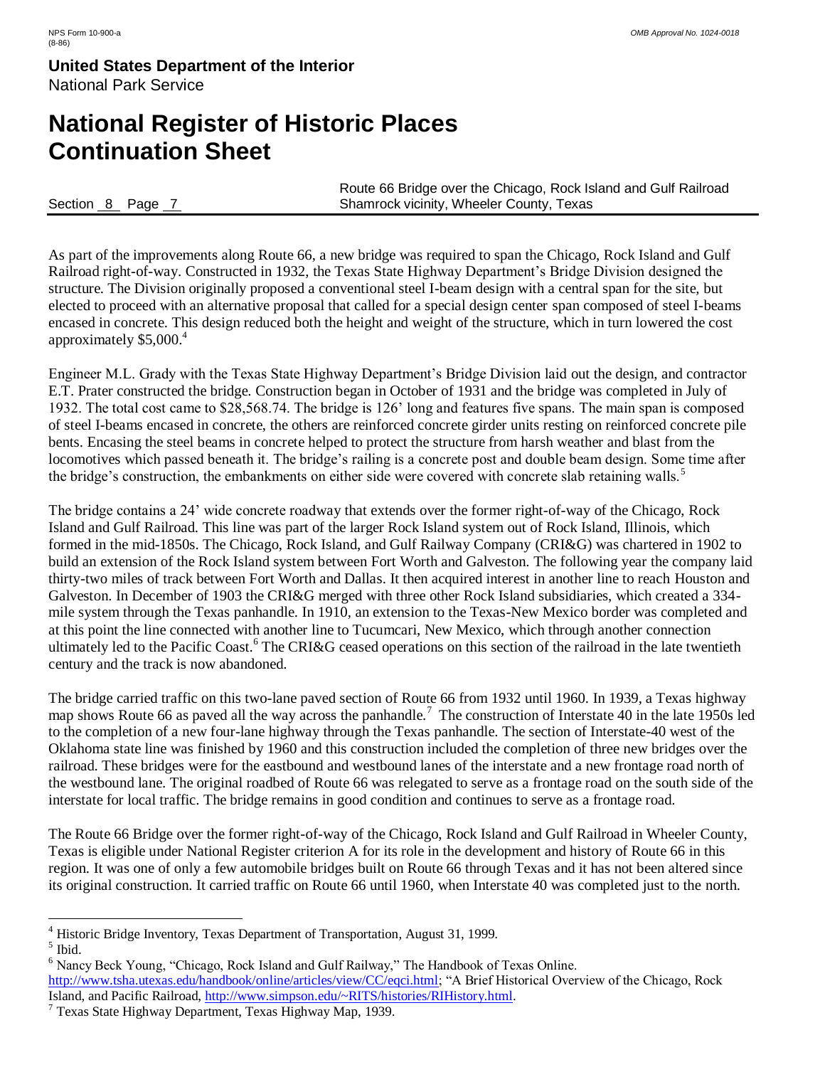As part of the improvements along Route 66, a new bridge was required to span the Chicago, Rock Island and Gulf Railroad right-of-way. Constructed in 1932, the Texas State Highway Department's Bridge Division designed the structure. The Division originally proposed a conventional steel I-beam design with a central span for the site, but elected to proceed with an alternative proposal that called for a special design center span composed of steel I-beams encased in concrete. This design reduced both the height and weight of the structure, which in turn lowered the cost approximately $5,000.[4]

Engineer M.L. Grady with the Texas State Highway Department's Bridge Division laid out the design, and contractor E.T. Prater constructed the bridge. Construction began in October of 1931 and the bridge was completed in July of 1932. The total cost came to $28,568.74. The bridge is 126' long and features five spans. The main span is composed of steel I-beams encased in concrete, the others are reinforced concrete girder units resting on reinforced concrete pile bents. Encasing the steel beams in concrete helped to protect the structure from harsh weather and blast from the locomotives which passed beneath it. The bridge's railing is a concrete post and double beam design. Some time after the bridge's construction, the embankments on either side were covered with concrete slab retaining walls.[5]

The bridge contains a 24' wide concrete roadway that extends over the former right-of-way of the Chicago, Rock Island and Gulf Railroad. This line was part of the larger Rock Island system out of Rock Island, Illinois, which formed in the mid-1850s. The Chicago, Rock Island, and Gulf Railway Company (CRI&G) was chartered in 1902 to build an extension of the Rock Island system between Fort Worth and Galveston. The following year the company laid thirty-two miles of track between Fort Worth and Dallas. It then acquired interest in another line to reach Houston and Galveston. In December of 1903 the CRI&G merged with three other Rock Island subsidiaries, which created a 334-mile system through the Texas panhandle. In 1910, an extension to the Texas-New Mexico border was completed and at this point the line connected with another line to Tucumcari, New Mexico, which through another connection ultimately led to the Pacific Coast.[6] The CRI&G ceased operations on this section of the railroad in the late twentieth century and the track is now abandoned.

The bridge carried traffic on this two-lane paved section of Route 66 from 1932 until 1960. In 1939, a Texas highway map shows Route 66 as paved all the way across the panhandle.[7] The construction of Interstate 40 in the late 1950s led to the completion of a new four-lane highway through the Texas panhandle. The section of Interstate-40 west of the Oklahoma state line was finished by 1960 and this construction included the completion of three new bridges over the railroad. These bridges were for the eastbound and westbound lanes of the interstate and a new frontage road north of the westbound lane. The original roadbed of Route 66 was relegated to serve as a frontage road on the south side of the interstate for local traffic. The bridge remains in good condition and continues to serve as a frontage road.

The Route 66 Bridge over the former right-of-way of the Chicago, Rock Island and Gulf Railroad in Wheeler County, Texas is eligible under National Register criterion A for its role in the development and history of Route 66 in this region. It was one of only a few automobile bridges built on Route 66 through Texas and it has not been altered since its original construction. It carried traffic on Route 66 until 1960, when Interstate 40 was completed just to the north.

---

[4] Historic Bridge Inventory, Texas Department of Transportation, August 31, 1999.

[5] Ibid.

[6] Nancy Beck Young, "Chicago, Rock Island and Gulf Railway," The Handbook of Texas Online. http://www.tsha.utexas.edu/handbook/online/articles/view/CC/eqci.html; "A Brief Historical Overview of the Chicago, Rock Island, and Pacific Railroad, http://www.simpson.edu/~RITS/histories/RIHistory.html.

[7] Texas State Highway Department, Texas Highway Map, 1939.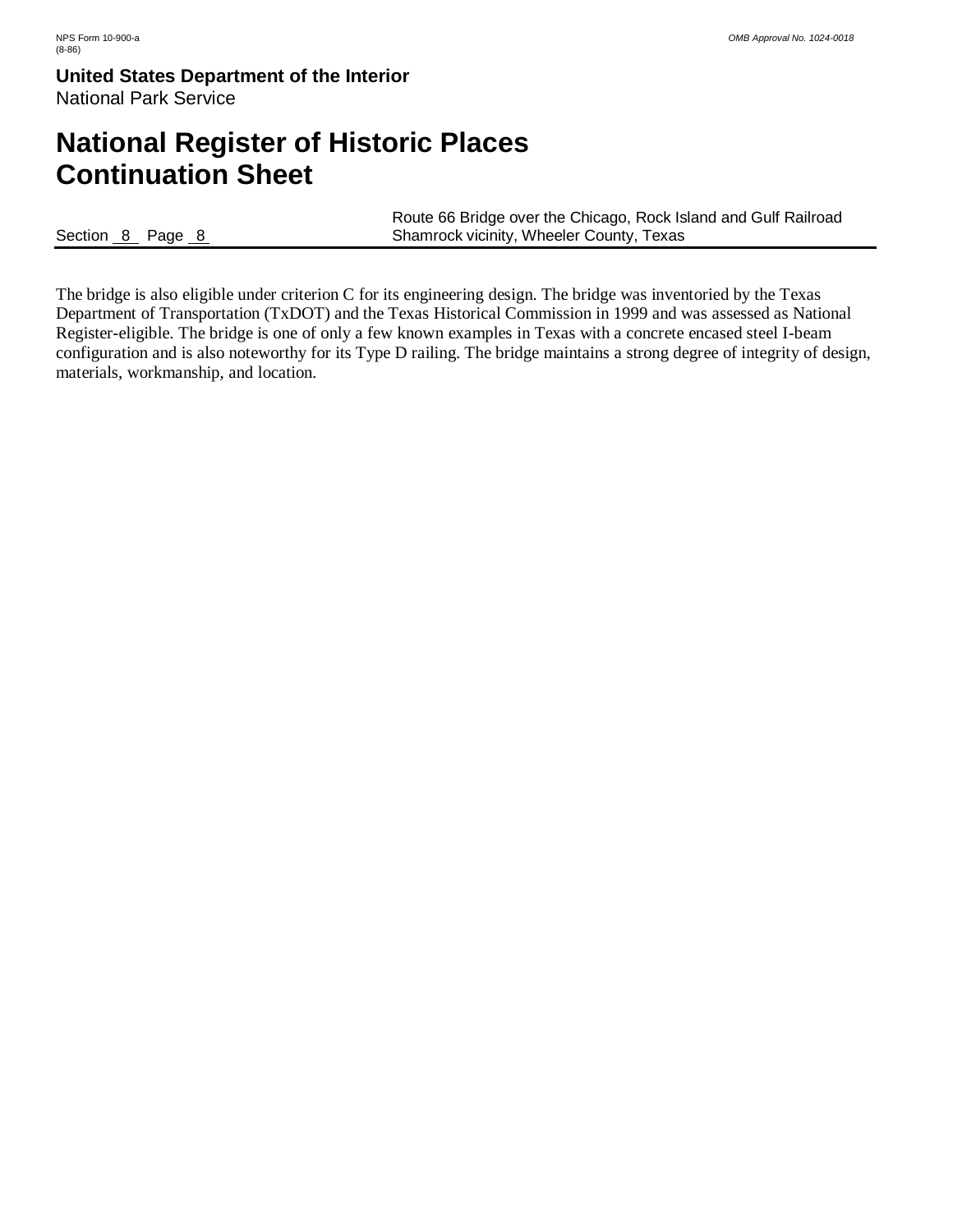The bridge is also eligible under criterion C for its engineering design. The bridge was inventoried by the Texas Department of Transportation (TxDOT) and the Texas Historical Commission in 1999 and was assessed as National Register-eligible. The bridge is one of only a few known examples in Texas with a concrete encased steel I-beam configuration and is also noteworthy for its Type D railing. The bridge maintains a strong degree of integrity of design, materials, workmanship, and location.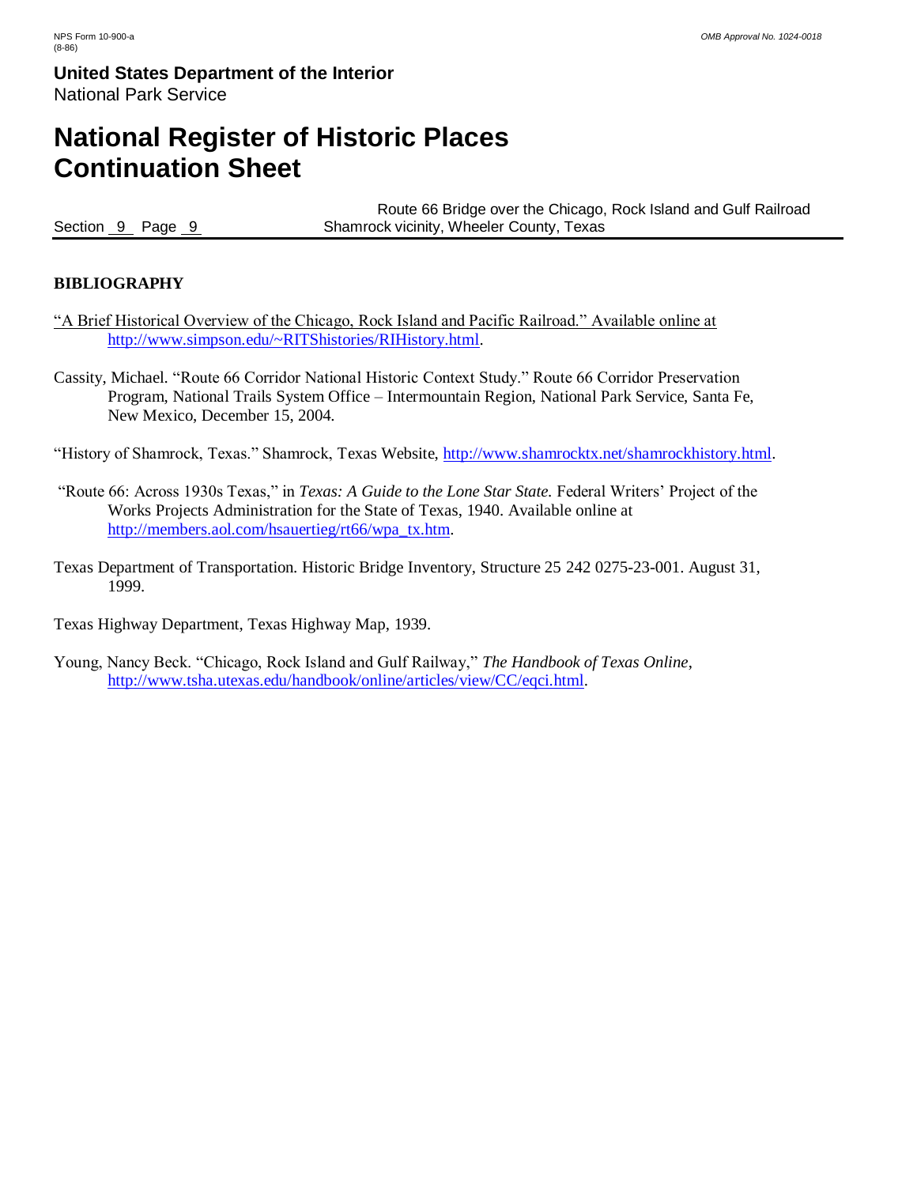Route 66 Bridge over the Chicago, Rock Island and Gulf Railroad
Section 9 Page 9 Shamrock vicinity, Wheeler County, Texas

## BIBLIOGRAPHY

"A Brief Historical Overview of the Chicago, Rock Island and Pacific Railroad." Available online at http://www.simpson.edu/~RITShistories/RIHistory.html.

Cassity, Michael. "Route 66 Corridor National Historic Context Study." Route 66 Corridor Preservation Program, National Trails System Office – Intermountain Region, National Park Service, Santa Fe, New Mexico, December 15, 2004.

"History of Shamrock, Texas." Shamrock, Texas Website, http://www.shamrocktx.net/shamrockhistory.html.

"Route 66: Across 1930s Texas," in *Texas: A Guide to the Lone Star State.* Federal Writers' Project of the Works Projects Administration for the State of Texas, 1940. Available online at http://members.aol.com/hsauertieg/rt66/wpa_tx.htm.

Texas Department of Transportation. Historic Bridge Inventory, Structure 25 242 0275-23-001. August 31, 1999.

Texas Highway Department, Texas Highway Map, 1939.

Young, Nancy Beck. "Chicago, Rock Island and Gulf Railway," *The Handbook of Texas Online*, http://www.tsha.utexas.edu/handbook/online/articles/view/CC/eqci.html.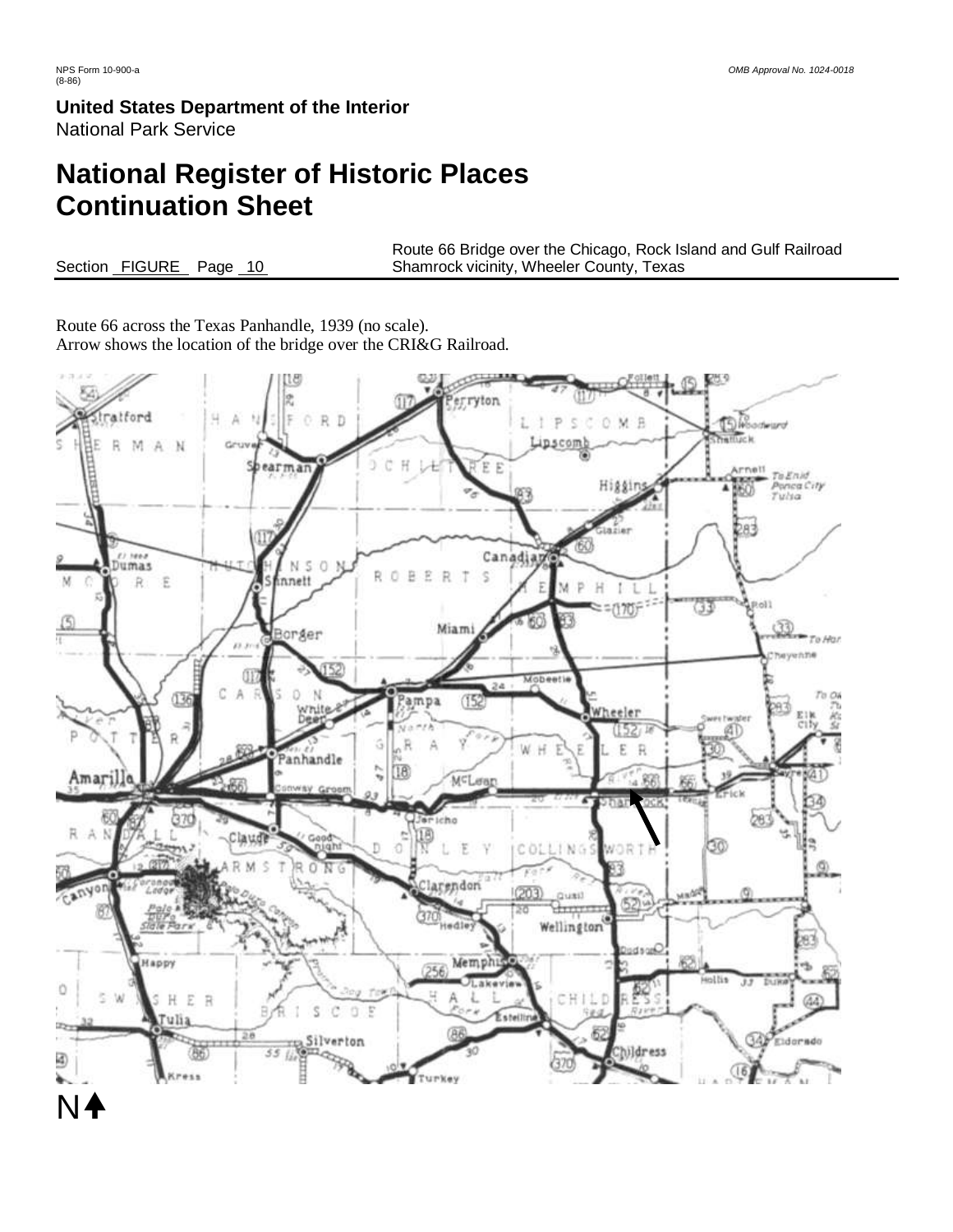**United States Department of the Interior**
National Park Service

# National Register of Historic Places Continuation Sheet

Section FIGURE Page 10

Route 66 Bridge over the Chicago, Rock Island and Gulf Railroad
Shamrock vicinity, Wheeler County, Texas

Route 66 across the Texas Panhandle, 1939 (no scale).
Arrow shows the location of the bridge over the CRI&G Railroad.

N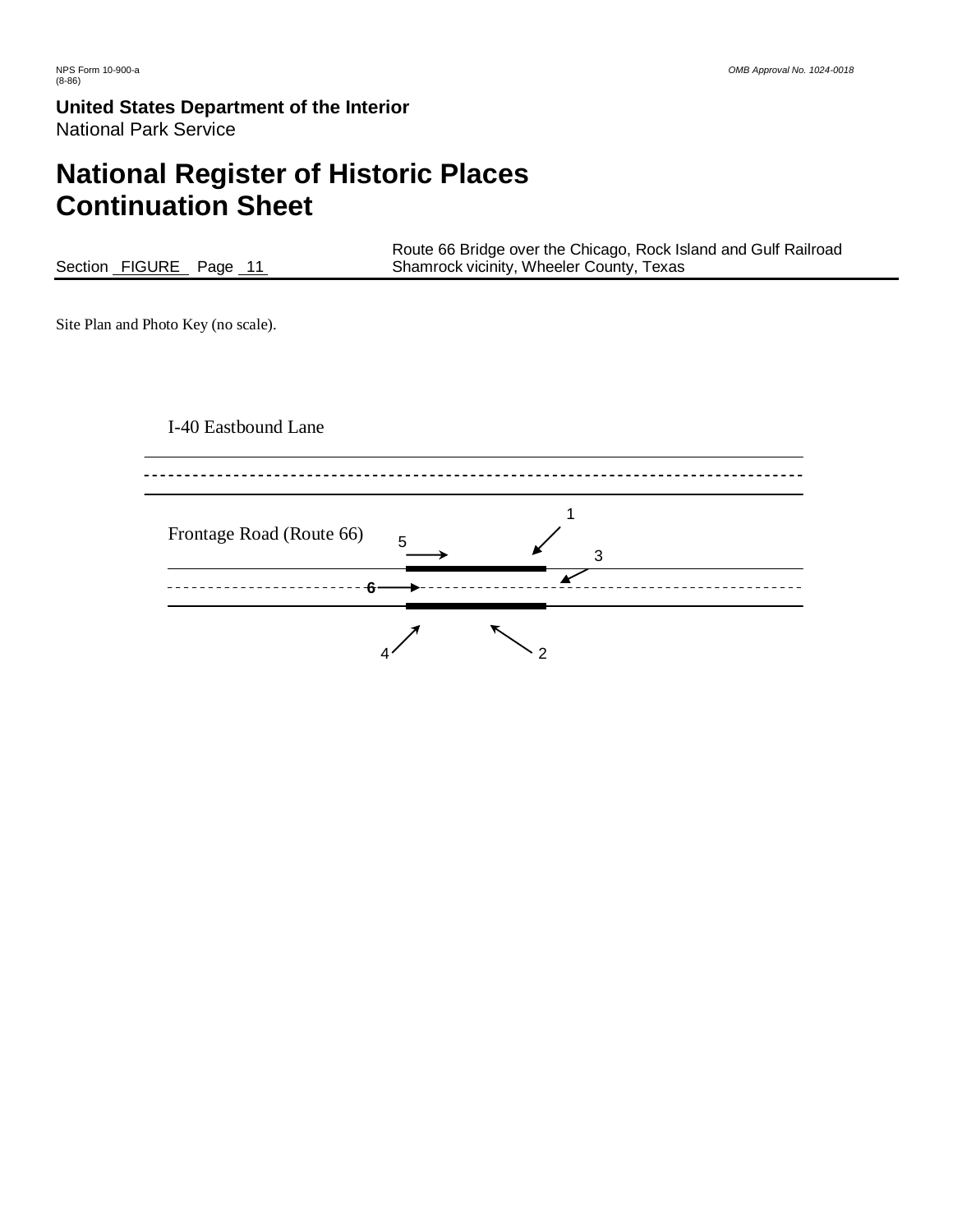NPS Form 10-900-a
(8-86)

OMB Approval No. 1024-0018

**United States Department of the Interior**
National Park Service

# National Register of Historic Places Continuation Sheet

Section FIGURE Page 11

Route 66 Bridge over the Chicago, Rock Island and Gulf Railroad
Shamrock vicinity, Wheeler County, Texas

Site Plan and Photo Key (no scale).

I-40 Eastbound Lane

Frontage Road (Route 66)

1

5

3

6

4

2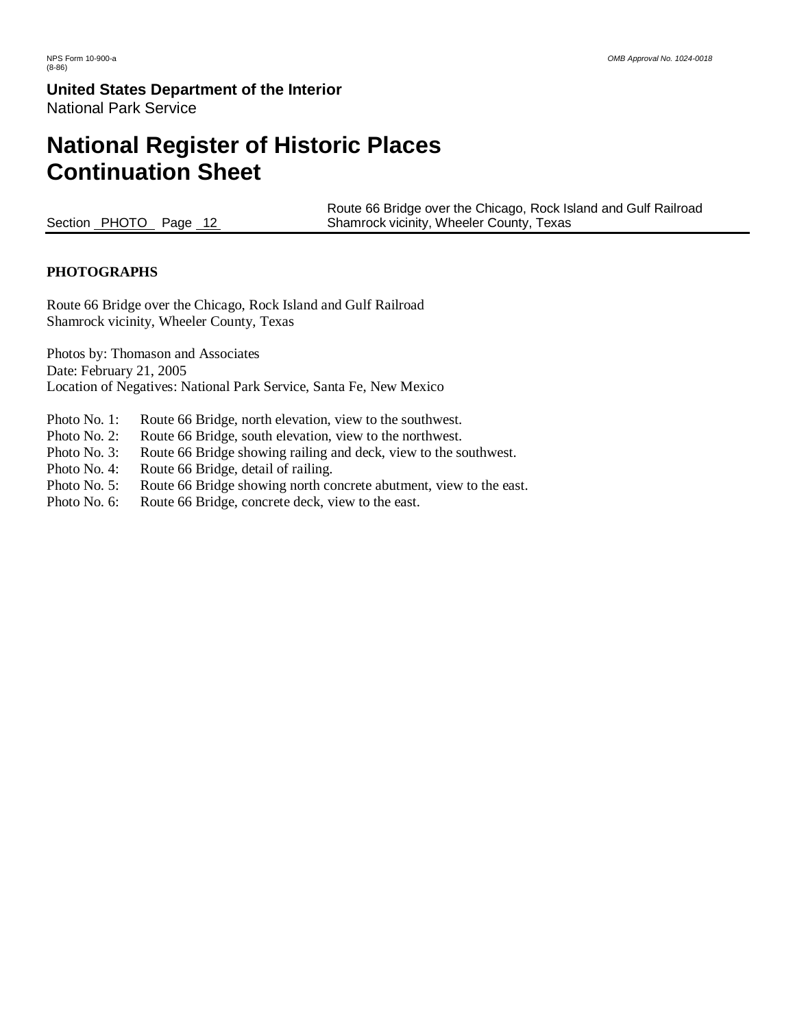**PHOTOGRAPHS**

Route 66 Bridge over the Chicago, Rock Island and Gulf Railroad
Shamrock vicinity, Wheeler County, Texas

Photos by: Thomason and Associates
Date: February 21, 2005
Location of Negatives: National Park Service, Santa Fe, New Mexico

Photo No. 1: Route 66 Bridge, north elevation, view to the southwest.
Photo No. 2: Route 66 Bridge, south elevation, view to the northwest.
Photo No. 3: Route 66 Bridge showing railing and deck, view to the southwest.
Photo No. 4: Route 66 Bridge, detail of railing.
Photo No. 5: Route 66 Bridge showing north concrete abutment, view to the east.
Photo No. 6: Route 66 Bridge, concrete deck, view to the east.